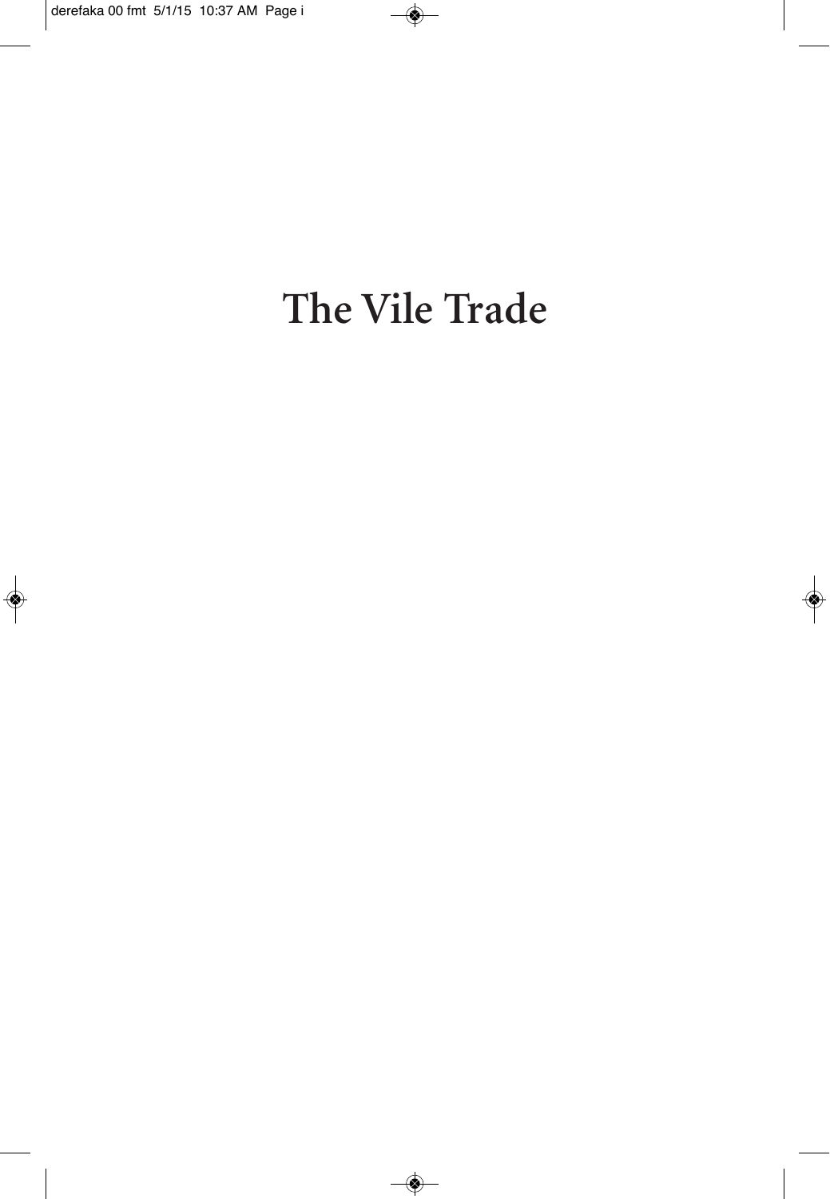# The Vile Trade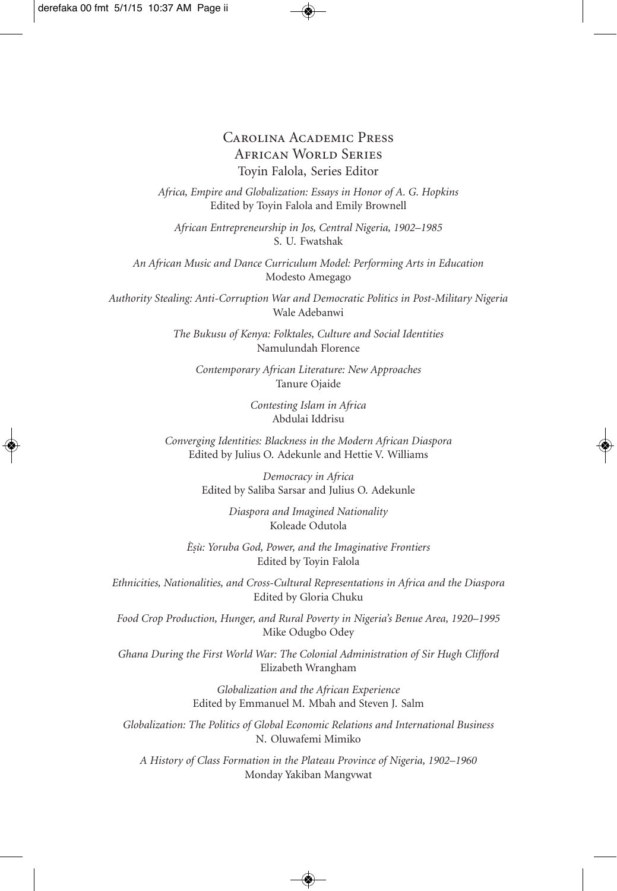Carolina Academic Press
African World Series
Toyin Falola, Series Editor

*Africa, Empire and Globalization: Essays in Honor of A. G. Hopkins*
Edited by Toyin Falola and Emily Brownell

*African Entrepreneurship in Jos, Central Nigeria, 1902–1985*
S. U. Fwatshak

*An African Music and Dance Curriculum Model: Performing Arts in Education*
Modesto Amegago

*Authority Stealing: Anti-Corruption War and Democratic Politics in Post-Military Nigeria*
Wale Adebanwi

*The Bukusu of Kenya: Folktales, Culture and Social Identities*
Namulundah Florence

*Contemporary African Literature: New Approaches*
Tanure Ojaide

*Contesting Islam in Africa*
Abdulai Iddrisu

*Converging Identities: Blackness in the Modern African Diaspora*
Edited by Julius O. Adekunle and Hettie V. Williams

*Democracy in Africa*
Edited by Saliba Sarsar and Julius O. Adekunle

*Diaspora and Imagined Nationality*
Koleade Odutola

*Ẹ̀ṣù: Yoruba God, Power, and the Imaginative Frontiers*
Edited by Toyin Falola

*Ethnicities, Nationalities, and Cross-Cultural Representations in Africa and the Diaspora*
Edited by Gloria Chuku

*Food Crop Production, Hunger, and Rural Poverty in Nigeria's Benue Area, 1920–1995*
Mike Odugbo Odey

*Ghana During the First World War: The Colonial Administration of Sir Hugh Clifford*
Elizabeth Wrangham

*Globalization and the African Experience*
Edited by Emmanuel M. Mbah and Steven J. Salm

*Globalization: The Politics of Global Economic Relations and International Business*
N. Oluwafemi Mimiko

*A History of Class Formation in the Plateau Province of Nigeria, 1902–1960*
Monday Yakiban Mangvwat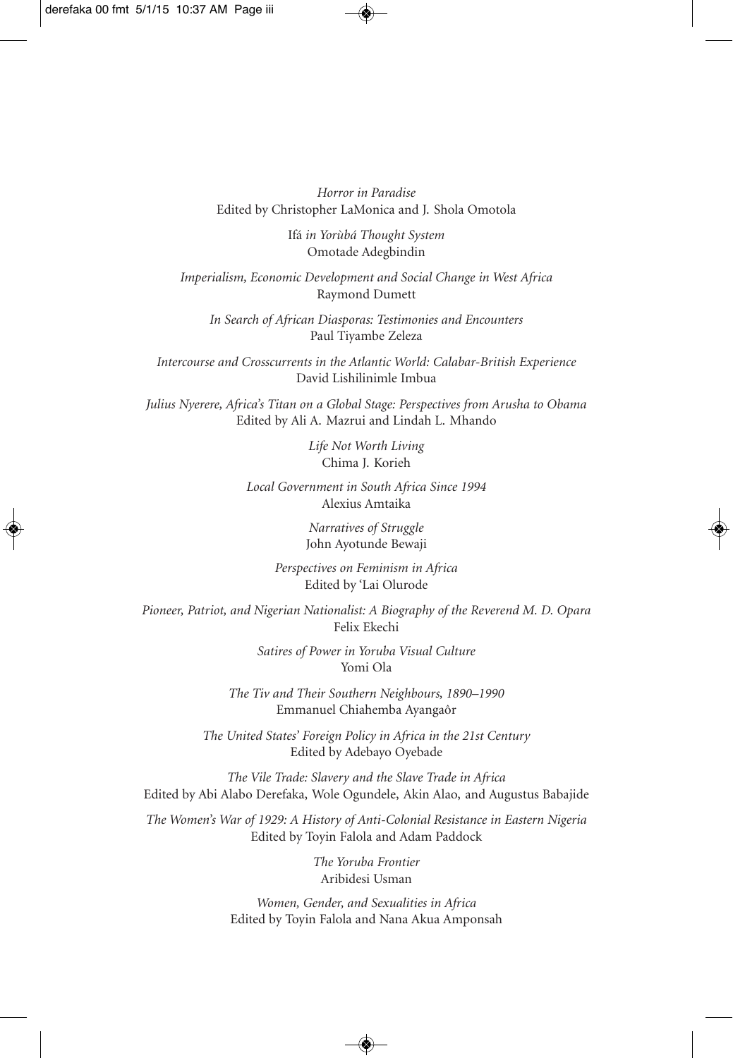*Horror in Paradise*
Edited by Christopher LaMonica and J. Shola Omotola

Ifá *in Yorùbá Thought System*
Omotade Adegbindin

*Imperialism, Economic Development and Social Change in West Africa*
Raymond Dumett

*In Search of African Diasporas: Testimonies and Encounters*
Paul Tiyambe Zeleza

*Intercourse and Crosscurrents in the Atlantic World: Calabar-British Experience*
David Lishilinimle Imbua

*Julius Nyerere, Africa's Titan on a Global Stage: Perspectives from Arusha to Obama*
Edited by Ali A. Mazrui and Lindah L. Mhando

*Life Not Worth Living*
Chima J. Korieh

*Local Government in South Africa Since 1994*
Alexius Amtaika

*Narratives of Struggle*
John Ayotunde Bewaji

*Perspectives on Feminism in Africa*
Edited by 'Lai Olurode

*Pioneer, Patriot, and Nigerian Nationalist: A Biography of the Reverend M. D. Opara*
Felix Ekechi

*Satires of Power in Yoruba Visual Culture*
Yomi Ola

*The Tiv and Their Southern Neighbours, 1890–1990*
Emmanuel Chiahemba Ayangaôr

*The United States' Foreign Policy in Africa in the 21st Century*
Edited by Adebayo Oyebade

*The Vile Trade: Slavery and the Slave Trade in Africa*
Edited by Abi Alabo Derefaka, Wole Ogundele, Akin Alao, and Augustus Babajide

*The Women's War of 1929: A History of Anti-Colonial Resistance in Eastern Nigeria*
Edited by Toyin Falola and Adam Paddock

*The Yoruba Frontier*
Aribidesi Usman

*Women, Gender, and Sexualities in Africa*
Edited by Toyin Falola and Nana Akua Amponsah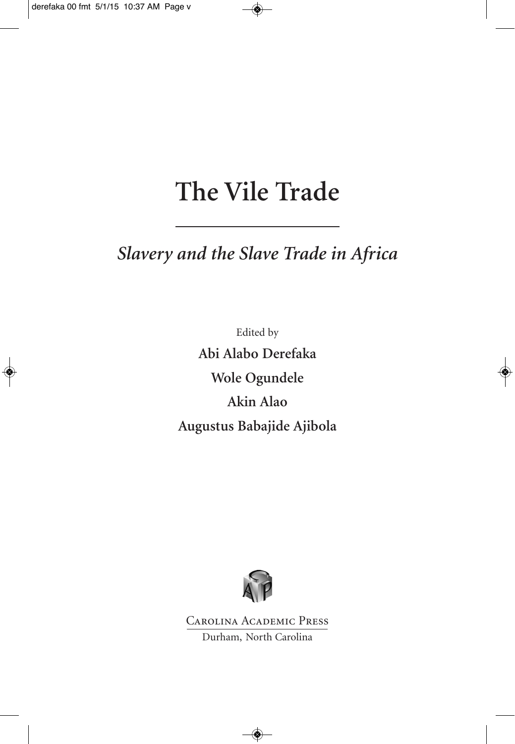# The Vile Trade

## *Slavery and the Slave Trade in Africa*

Edited by

**Abi Alabo Derefaka**

**Wole Ogundele**

**Akin Alao**

**Augustus Babajide Ajibola**

Carolina Academic Press

Durham, North Carolina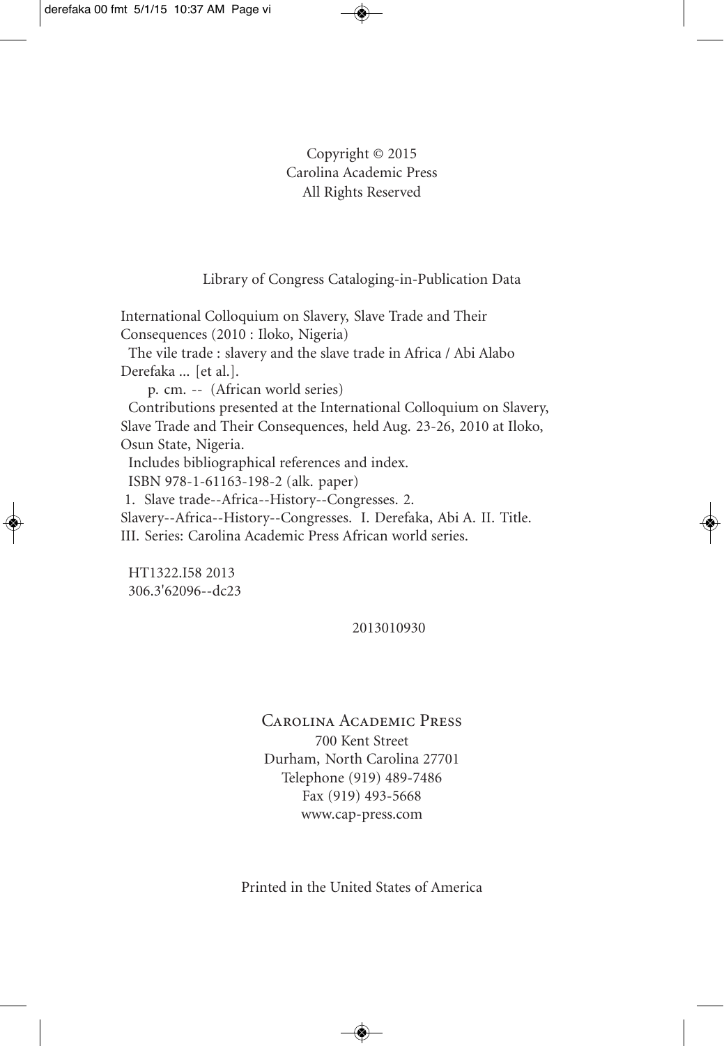Copyright © 2015
Carolina Academic Press
All Rights Reserved

Library of Congress Cataloging-in-Publication Data

International Colloquium on Slavery, Slave Trade and Their Consequences (2010 : Iloko, Nigeria)
The vile trade : slavery and the slave trade in Africa / Abi Alabo Derefaka ... [et al.].
p. cm. -- (African world series)
Contributions presented at the International Colloquium on Slavery, Slave Trade and Their Consequences, held Aug. 23-26, 2010 at Iloko, Osun State, Nigeria.
Includes bibliographical references and index.
ISBN 978-1-61163-198-2 (alk. paper)
1. Slave trade--Africa--History--Congresses. 2. Slavery--Africa--History--Congresses. I. Derefaka, Abi A. II. Title. III. Series: Carolina Academic Press African world series.

HT1322.I58 2013
306.3'62096--dc23

2013010930

Carolina Academic Press
700 Kent Street
Durham, North Carolina 27701
Telephone (919) 489-7486
Fax (919) 493-5668
www.cap-press.com

Printed in the United States of America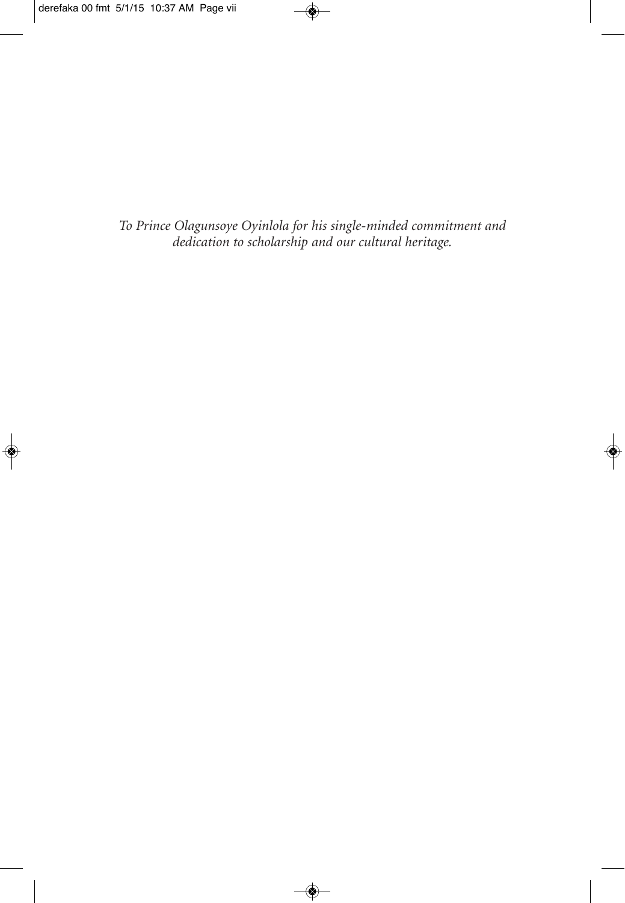*To Prince Olagunsoye Oyinlola for his single-minded commitment and dedication to scholarship and our cultural heritage.*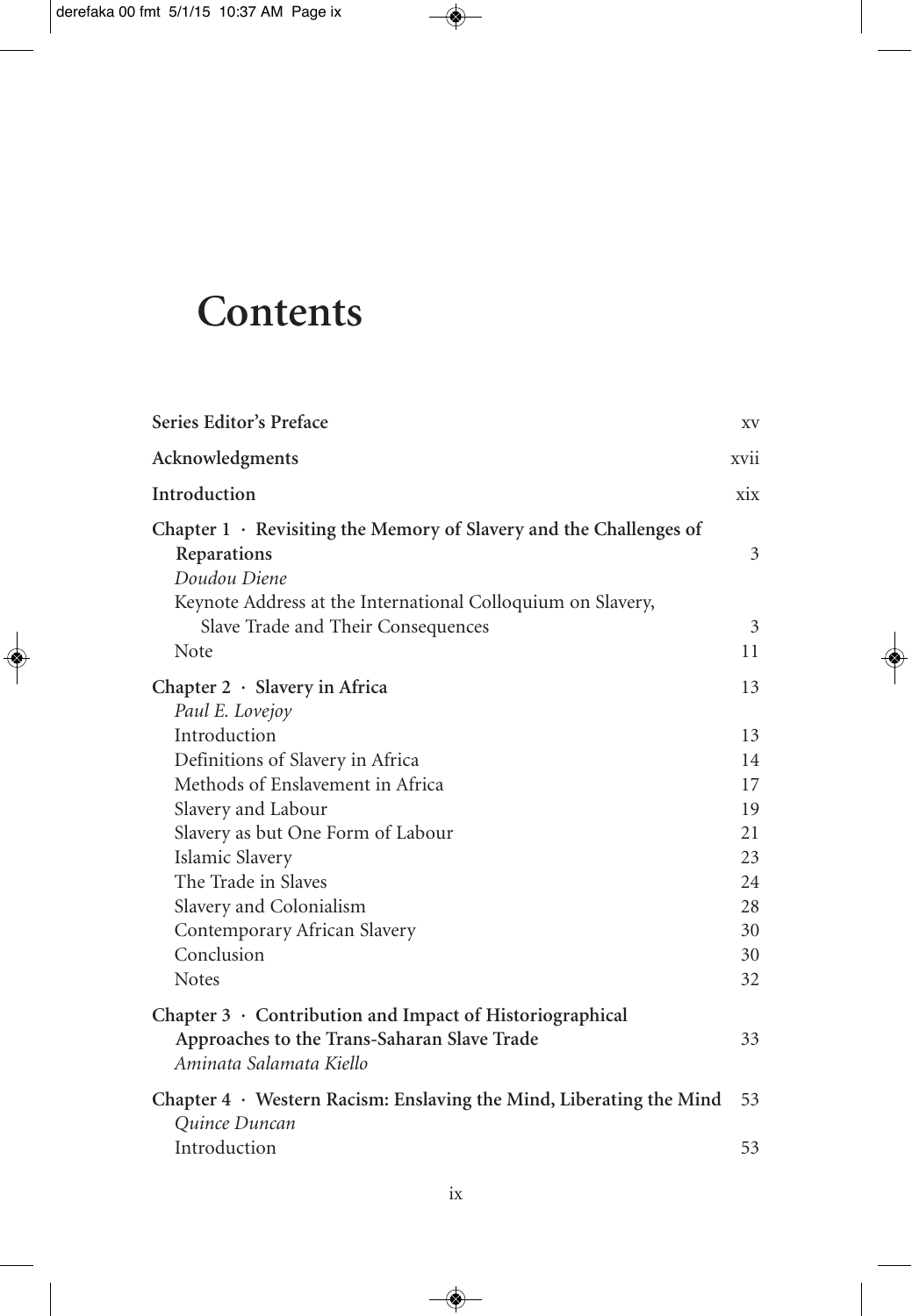# Contents

| | |
|---|---|
| **Series Editor's Preface** | xv |
| **Acknowledgments** | xvii |
| **Introduction** | xix |
| **Chapter 1 · Revisiting the Memory of Slavery and the Challenges of Reparations** | 3 |
| *Doudou Diene* | |
| Keynote Address at the International Colloquium on Slavery, Slave Trade and Their Consequences | 3 |
| Note | 11 |
| **Chapter 2 · Slavery in Africa** | 13 |
| *Paul E. Lovejoy* | |
| Introduction | 13 |
| Definitions of Slavery in Africa | 14 |
| Methods of Enslavement in Africa | 17 |
| Slavery and Labour | 19 |
| Slavery as but One Form of Labour | 21 |
| Islamic Slavery | 23 |
| The Trade in Slaves | 24 |
| Slavery and Colonialism | 28 |
| Contemporary African Slavery | 30 |
| Conclusion | 30 |
| Notes | 32 |
| **Chapter 3 · Contribution and Impact of Historiographical Approaches to the Trans-Saharan Slave Trade** | 33 |
| *Aminata Salamata Kiello* | |
| **Chapter 4 · Western Racism: Enslaving the Mind, Liberating the Mind** | 53 |
| *Quince Duncan* | |
| Introduction | 53 |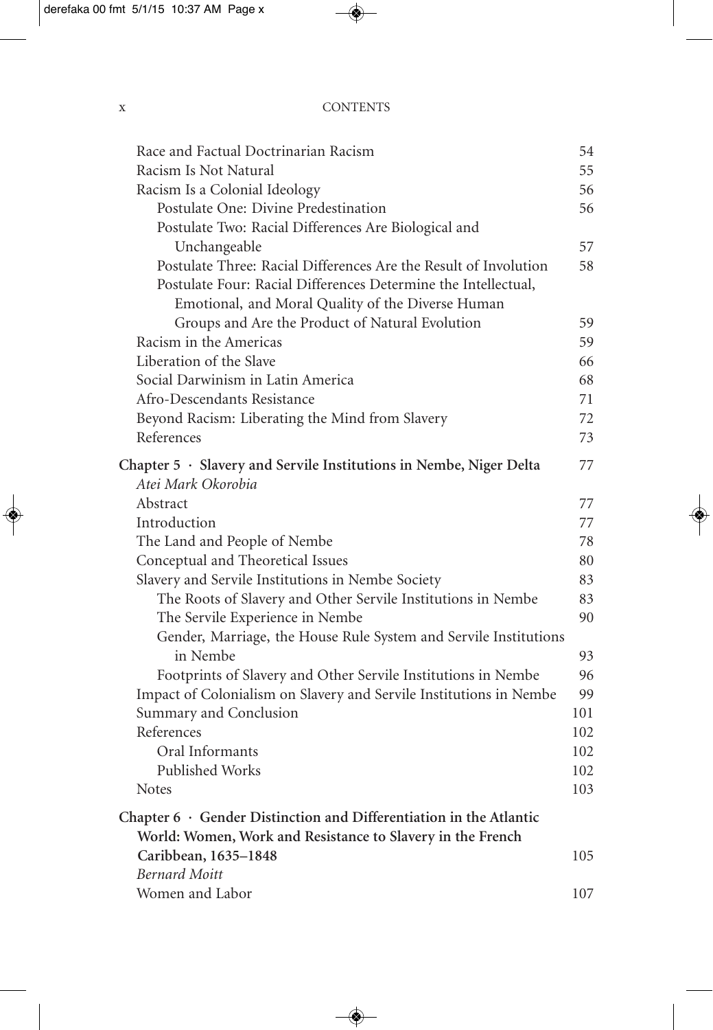Race and Factual Doctrinarian Racism 54
Racism Is Not Natural 55
Racism Is a Colonial Ideology 56
- Postulate One: Divine Predestination 56
- Postulate Two: Racial Differences Are Biological and Unchangeable 57
- Postulate Three: Racial Differences Are the Result of Involution 58
- Postulate Four: Racial Differences Determine the Intellectual, Emotional, and Moral Quality of the Diverse Human Groups and Are the Product of Natural Evolution 59

Racism in the Americas 59
Liberation of the Slave 66
Social Darwinism in Latin America 68
Afro-Descendants Resistance 71
Beyond Racism: Liberating the Mind from Slavery 72
References 73

**Chapter 5 · Slavery and Servile Institutions in Nembe, Niger Delta** 77
*Atei Mark Okorobia*

Abstract 77
Introduction 77
The Land and People of Nembe 78
Conceptual and Theoretical Issues 80
Slavery and Servile Institutions in Nembe Society 83
- The Roots of Slavery and Other Servile Institutions in Nembe 83
- The Servile Experience in Nembe 90
- Gender, Marriage, the House Rule System and Servile Institutions in Nembe 93
- Footprints of Slavery and Other Servile Institutions in Nembe 96

Impact of Colonialism on Slavery and Servile Institutions in Nembe 99
Summary and Conclusion 101
References 102
- Oral Informants 102
- Published Works 102

Notes 103

**Chapter 6 · Gender Distinction and Differentiation in the Atlantic World: Women, Work and Resistance to Slavery in the French Caribbean, 1635–1848** 105
*Bernard Moitt*

Women and Labor 107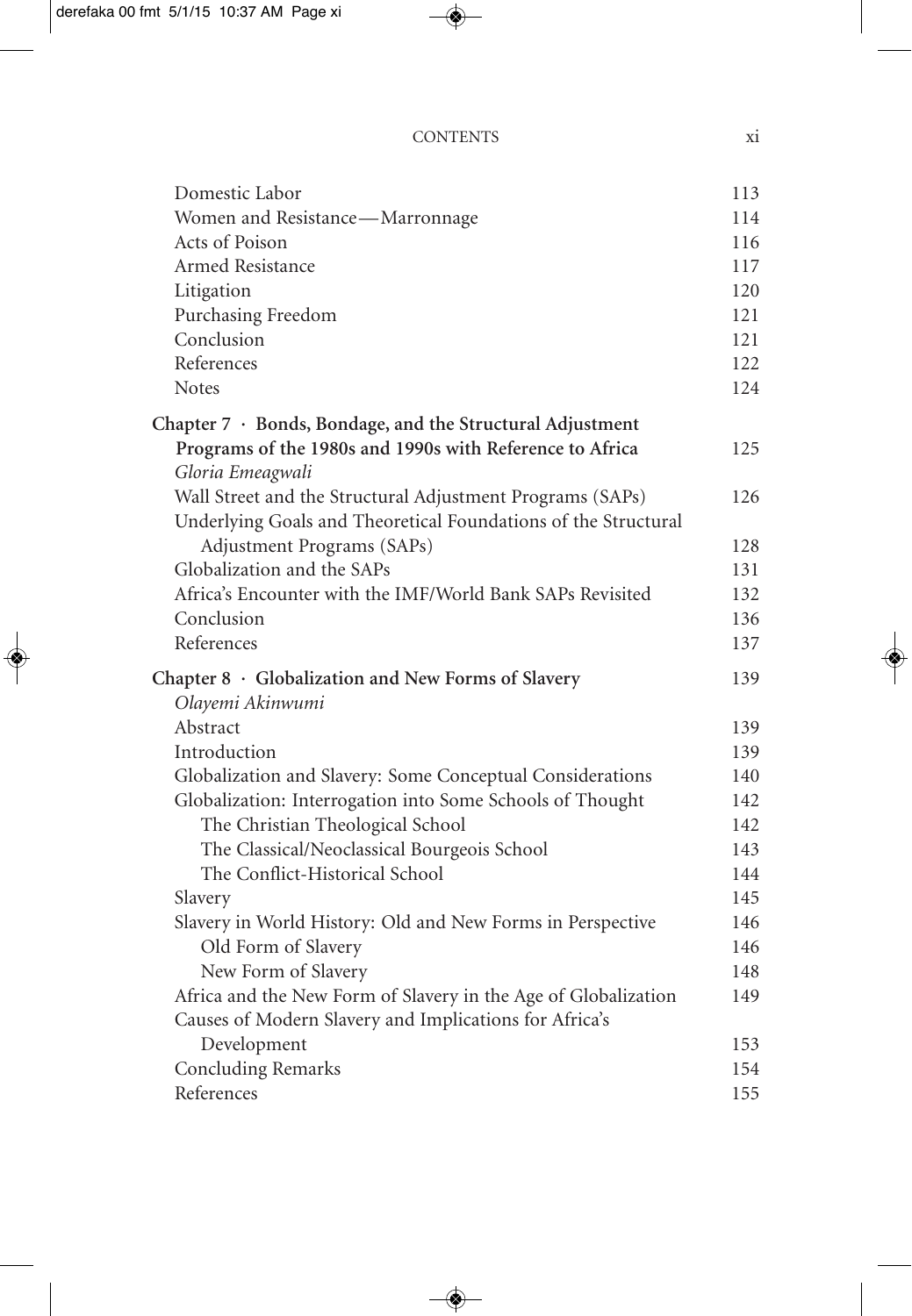| | |
|---|---|
| Domestic Labor | 113 |
| Women and Resistance—Marronnage | 114 |
| Acts of Poison | 116 |
| Armed Resistance | 117 |
| Litigation | 120 |
| Purchasing Freedom | 121 |
| Conclusion | 121 |
| References | 122 |
| Notes | 124 |

**Chapter 7 · Bonds, Bondage, and the Structural Adjustment Programs of the 1980s and 1990s with Reference to Africa** 125
*Gloria Emeagwali*

| | |
|---|---|
| Wall Street and the Structural Adjustment Programs (SAPs) | 126 |
| Underlying Goals and Theoretical Foundations of the Structural Adjustment Programs (SAPs) | 128 |
| Globalization and the SAPs | 131 |
| Africa's Encounter with the IMF/World Bank SAPs Revisited | 132 |
| Conclusion | 136 |
| References | 137 |

**Chapter 8 · Globalization and New Forms of Slavery** 139
*Olayemi Akinwumi*

| | |
|---|---|
| Abstract | 139 |
| Introduction | 139 |
| Globalization and Slavery: Some Conceptual Considerations | 140 |
| Globalization: Interrogation into Some Schools of Thought | 142 |
| The Christian Theological School | 142 |
| The Classical/Neoclassical Bourgeois School | 143 |
| The Conflict-Historical School | 144 |
| Slavery | 145 |
| Slavery in World History: Old and New Forms in Perspective | 146 |
| Old Form of Slavery | 146 |
| New Form of Slavery | 148 |
| Africa and the New Form of Slavery in the Age of Globalization | 149 |
| Causes of Modern Slavery and Implications for Africa's Development | 153 |
| Concluding Remarks | 154 |
| References | 155 |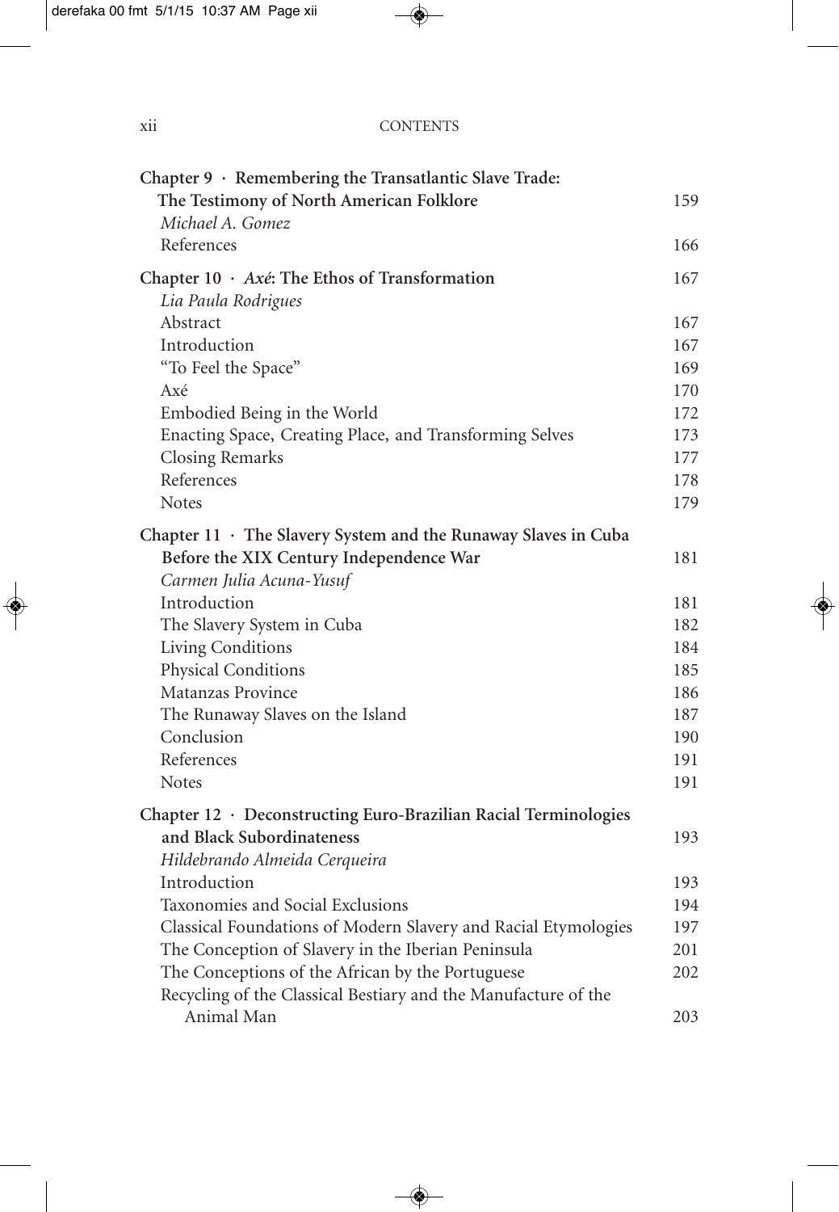**Chapter 9 · Remembering the Transatlantic Slave Trade: The Testimony of North American Folklore** 159

*Michael A. Gomez*

References 166

**Chapter 10 · *Axé*: The Ethos of Transformation** 167

*Lia Paula Rodrigues*

Abstract 167

Introduction 167

"To Feel the Space" 169

Axé 170

Embodied Being in the World 172

Enacting Space, Creating Place, and Transforming Selves 173

Closing Remarks 177

References 178

Notes 179

**Chapter 11 · The Slavery System and the Runaway Slaves in Cuba Before the XIX Century Independence War** 181

*Carmen Julia Acuna-Yusuf*

Introduction 181

The Slavery System in Cuba 182

Living Conditions 184

Physical Conditions 185

Matanzas Province 186

The Runaway Slaves on the Island 187

Conclusion 190

References 191

Notes 191

**Chapter 12 · Deconstructing Euro-Brazilian Racial Terminologies and Black Subordinateness** 193

*Hildebrando Almeida Cerqueira*

Introduction 193

Taxonomies and Social Exclusions 194

Classical Foundations of Modern Slavery and Racial Etymologies 197

The Conception of Slavery in the Iberian Peninsula 201

The Conceptions of the African by the Portuguese 202

Recycling of the Classical Bestiary and the Manufacture of the Animal Man 203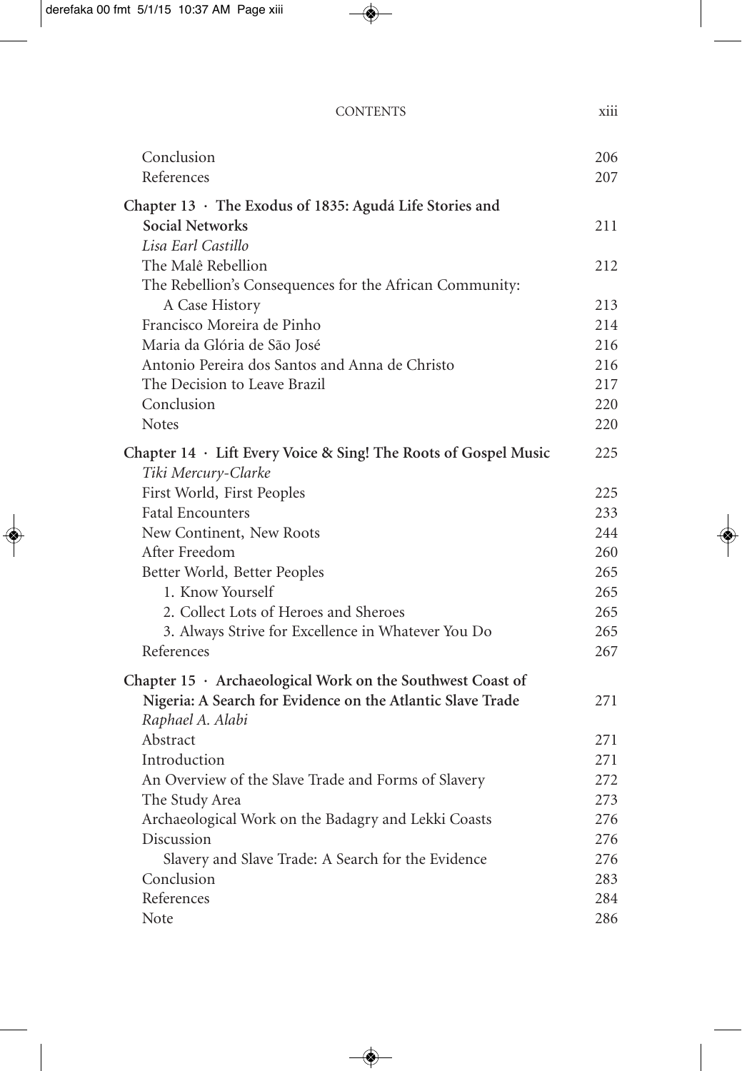Conclusion 206
References 207

**Chapter 13 · The Exodus of 1835: Agudá Life Stories and Social Networks** 211
*Lisa Earl Castillo*
The Malê Rebellion 212
The Rebellion's Consequences for the African Community: A Case History 213
Francisco Moreira de Pinho 214
Maria da Glória de São José 216
Antonio Pereira dos Santos and Anna de Christo 216
The Decision to Leave Brazil 217
Conclusion 220
Notes 220

**Chapter 14 · Lift Every Voice & Sing! The Roots of Gospel Music** 225
*Tiki Mercury-Clarke*
First World, First Peoples 225
Fatal Encounters 233
New Continent, New Roots 244
After Freedom 260
Better World, Better Peoples 265
1. Know Yourself 265
2. Collect Lots of Heroes and Sheroes 265
3. Always Strive for Excellence in Whatever You Do 265
References 267

**Chapter 15 · Archaeological Work on the Southwest Coast of Nigeria: A Search for Evidence on the Atlantic Slave Trade** 271
*Raphael A. Alabi*
Abstract 271
Introduction 271
An Overview of the Slave Trade and Forms of Slavery 272
The Study Area 273
Archaeological Work on the Badagry and Lekki Coasts 276
Discussion 276
Slavery and Slave Trade: A Search for the Evidence 276
Conclusion 283
References 284
Note 286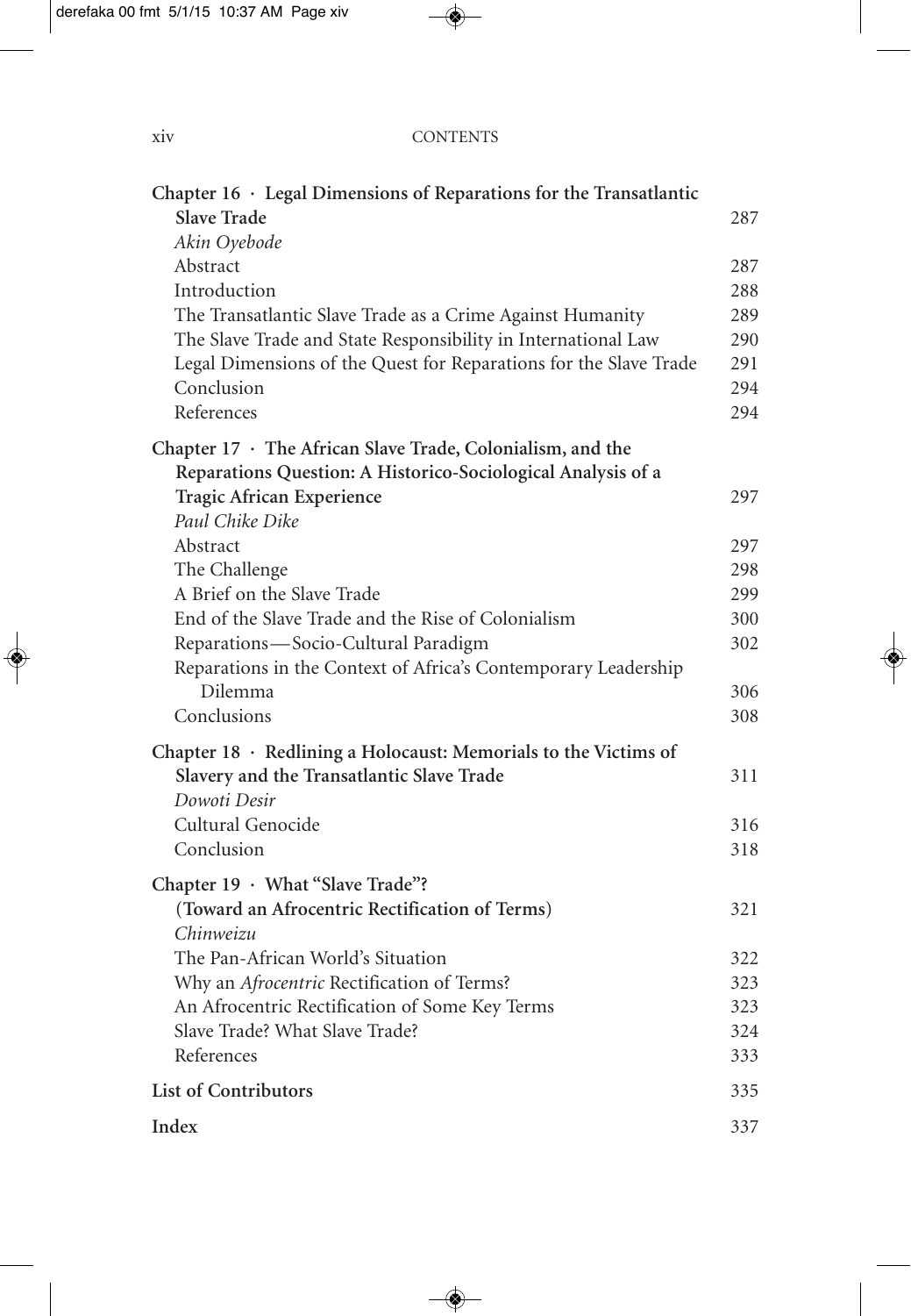**Chapter 16 · Legal Dimensions of Reparations for the Transatlantic Slave Trade** 287
*Akin Oyebode*

- Abstract 287
- Introduction 288
- The Transatlantic Slave Trade as a Crime Against Humanity 289
- The Slave Trade and State Responsibility in International Law 290
- Legal Dimensions of the Quest for Reparations for the Slave Trade 291
- Conclusion 294
- References 294

**Chapter 17 · The African Slave Trade, Colonialism, and the Reparations Question: A Historico-Sociological Analysis of a Tragic African Experience** 297
*Paul Chike Dike*

- Abstract 297
- The Challenge 298
- A Brief on the Slave Trade 299
- End of the Slave Trade and the Rise of Colonialism 300
- Reparations—Socio-Cultural Paradigm 302
- Reparations in the Context of Africa's Contemporary Leadership Dilemma 306
- Conclusions 308

**Chapter 18 · Redlining a Holocaust: Memorials to the Victims of Slavery and the Transatlantic Slave Trade** 311
*Dowoti Desir*

- Cultural Genocide 316
- Conclusion 318

**Chapter 19 · What "Slave Trade"? (Toward an Afrocentric Rectification of Terms)** 321
*Chinweizu*

- The Pan-African World's Situation 322
- Why an *Afrocentric* Rectification of Terms? 323
- An Afrocentric Rectification of Some Key Terms 323
- Slave Trade? What Slave Trade? 324
- References 333

**List of Contributors** 335

**Index** 337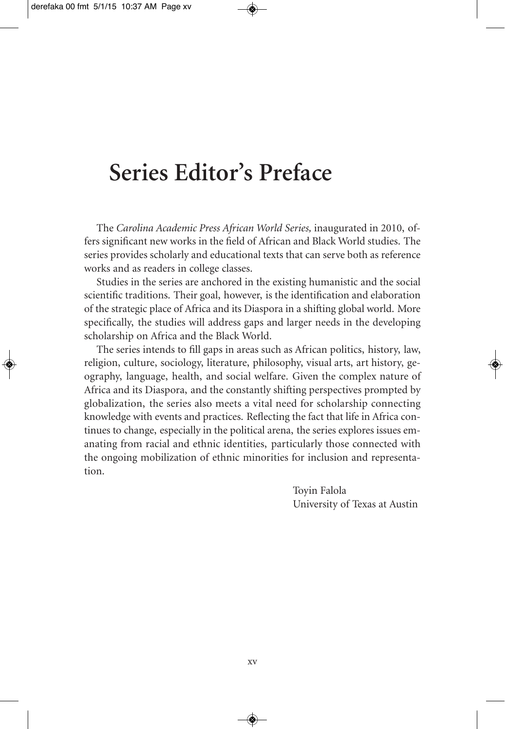# Series Editor's Preface

The *Carolina Academic Press African World Series*, inaugurated in 2010, offers significant new works in the field of African and Black World studies. The series provides scholarly and educational texts that can serve both as reference works and as readers in college classes.

Studies in the series are anchored in the existing humanistic and the social scientific traditions. Their goal, however, is the identification and elaboration of the strategic place of Africa and its Diaspora in a shifting global world. More specifically, the studies will address gaps and larger needs in the developing scholarship on Africa and the Black World.

The series intends to fill gaps in areas such as African politics, history, law, religion, culture, sociology, literature, philosophy, visual arts, art history, geography, language, health, and social welfare. Given the complex nature of Africa and its Diaspora, and the constantly shifting perspectives prompted by globalization, the series also meets a vital need for scholarship connecting knowledge with events and practices. Reflecting the fact that life in Africa continues to change, especially in the political arena, the series explores issues emanating from racial and ethnic identities, particularly those connected with the ongoing mobilization of ethnic minorities for inclusion and representation.

Toyin Falola
University of Texas at Austin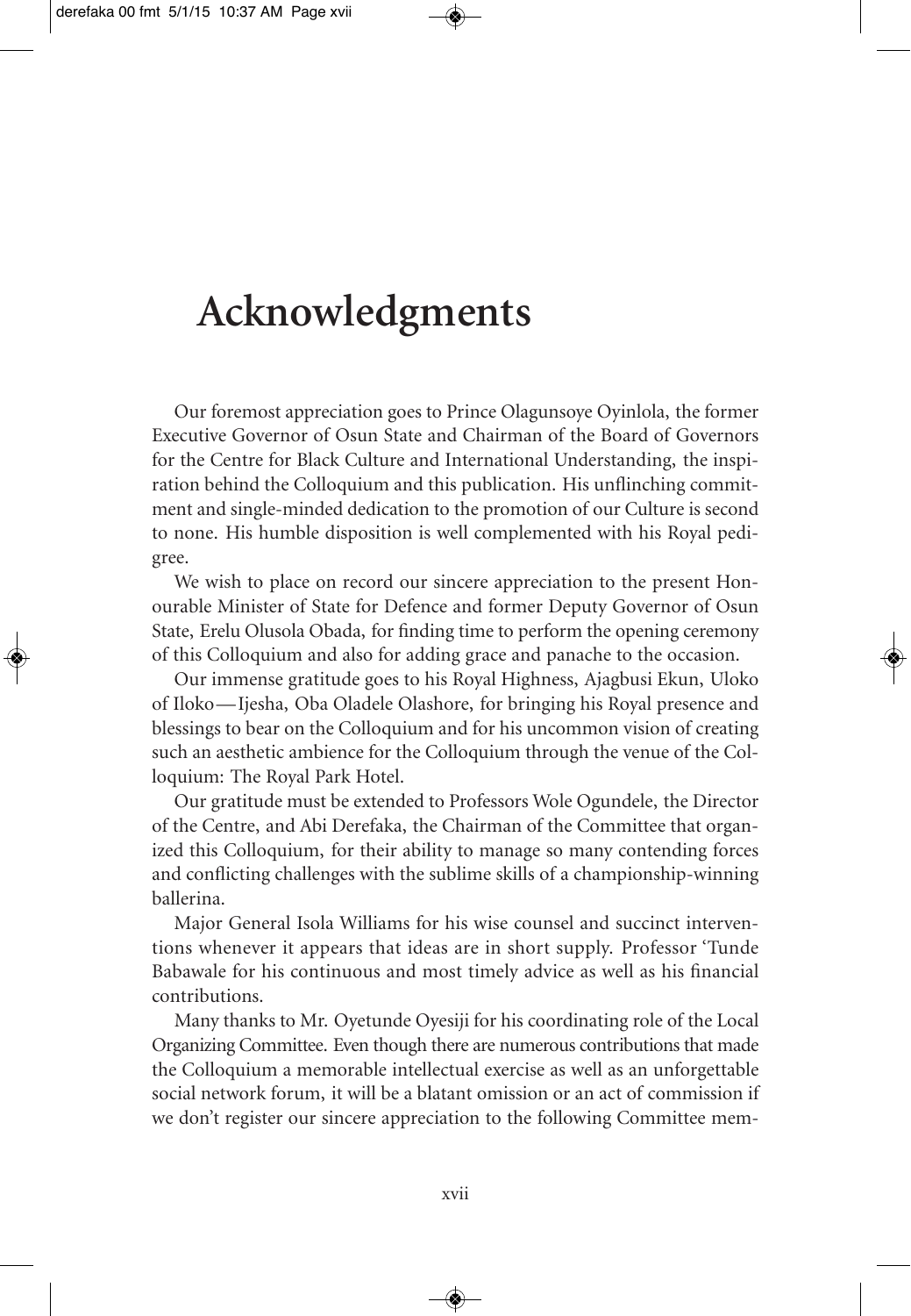# Acknowledgments

Our foremost appreciation goes to Prince Olagunsoye Oyinlola, the former Executive Governor of Osun State and Chairman of the Board of Governors for the Centre for Black Culture and International Understanding, the inspiration behind the Colloquium and this publication. His unflinching commitment and single-minded dedication to the promotion of our Culture is second to none. His humble disposition is well complemented with his Royal pedigree.

We wish to place on record our sincere appreciation to the present Honourable Minister of State for Defence and former Deputy Governor of Osun State, Erelu Olusola Obada, for finding time to perform the opening ceremony of this Colloquium and also for adding grace and panache to the occasion.

Our immense gratitude goes to his Royal Highness, Ajagbusi Ekun, Uloko of Iloko—Ijesha, Oba Oladele Olashore, for bringing his Royal presence and blessings to bear on the Colloquium and for his uncommon vision of creating such an aesthetic ambience for the Colloquium through the venue of the Colloquium: The Royal Park Hotel.

Our gratitude must be extended to Professors Wole Ogundele, the Director of the Centre, and Abi Derefaka, the Chairman of the Committee that organized this Colloquium, for their ability to manage so many contending forces and conflicting challenges with the sublime skills of a championship-winning ballerina.

Major General Isola Williams for his wise counsel and succinct interventions whenever it appears that ideas are in short supply. Professor 'Tunde Babawale for his continuous and most timely advice as well as his financial contributions.

Many thanks to Mr. Oyetunde Oyesiji for his coordinating role of the Local Organizing Committee. Even though there are numerous contributions that made the Colloquium a memorable intellectual exercise as well as an unforgettable social network forum, it will be a blatant omission or an act of commission if we don't register our sincere appreciation to the following Committee mem-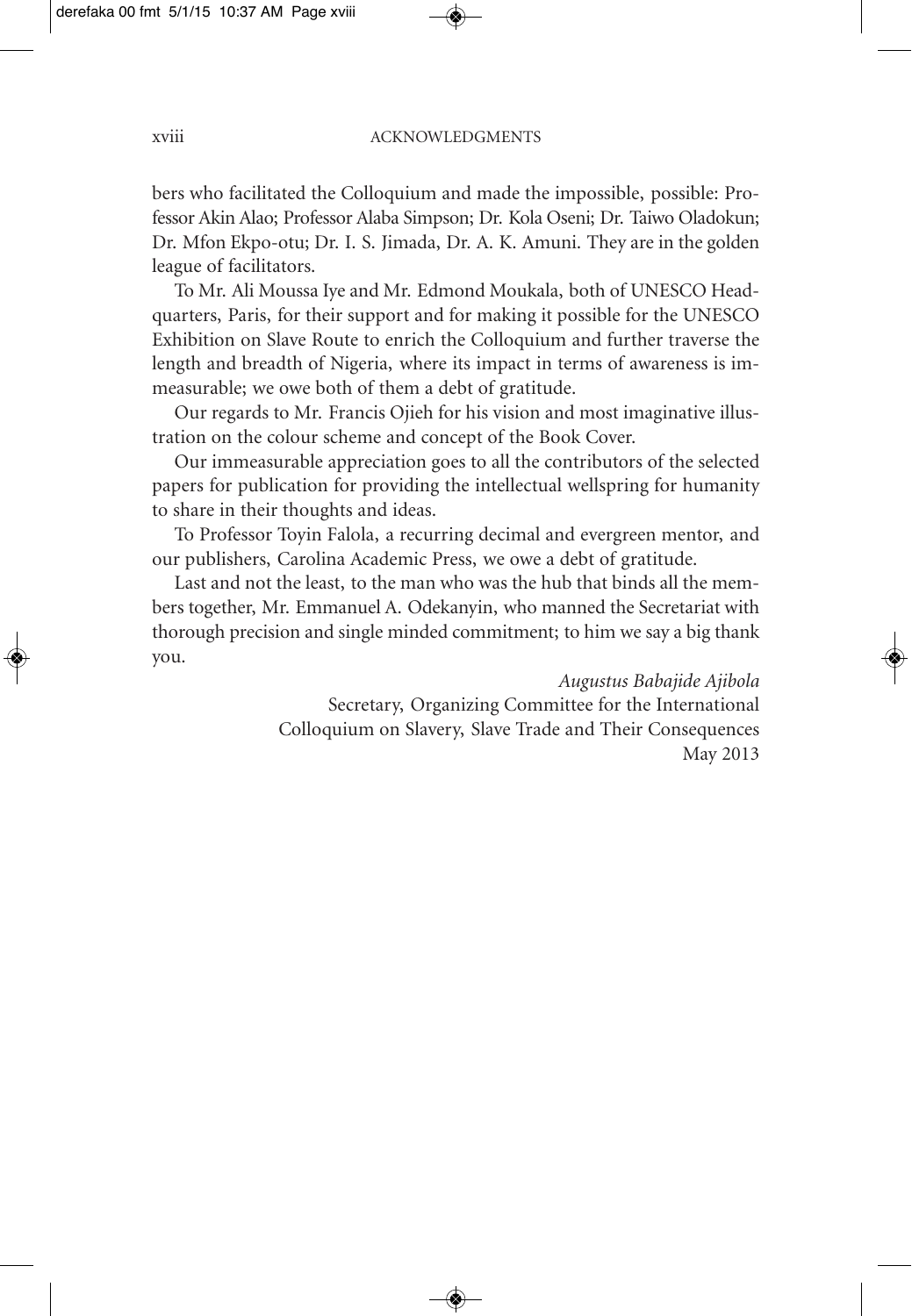bers who facilitated the Colloquium and made the impossible, possible: Professor Akin Alao; Professor Alaba Simpson; Dr. Kola Oseni; Dr. Taiwo Oladokun; Dr. Mfon Ekpo-otu; Dr. I. S. Jimada, Dr. A. K. Amuni. They are in the golden league of facilitators.

To Mr. Ali Moussa Iye and Mr. Edmond Moukala, both of UNESCO Headquarters, Paris, for their support and for making it possible for the UNESCO Exhibition on Slave Route to enrich the Colloquium and further traverse the length and breadth of Nigeria, where its impact in terms of awareness is immeasurable; we owe both of them a debt of gratitude.

Our regards to Mr. Francis Ojieh for his vision and most imaginative illustration on the colour scheme and concept of the Book Cover.

Our immeasurable appreciation goes to all the contributors of the selected papers for publication for providing the intellectual wellspring for humanity to share in their thoughts and ideas.

To Professor Toyin Falola, a recurring decimal and evergreen mentor, and our publishers, Carolina Academic Press, we owe a debt of gratitude.

Last and not the least, to the man who was the hub that binds all the members together, Mr. Emmanuel A. Odekanyin, who manned the Secretariat with thorough precision and single minded commitment; to him we say a big thank you.

*Augustus Babajide Ajibola*

Secretary, Organizing Committee for the International Colloquium on Slavery, Slave Trade and Their Consequences

May 2013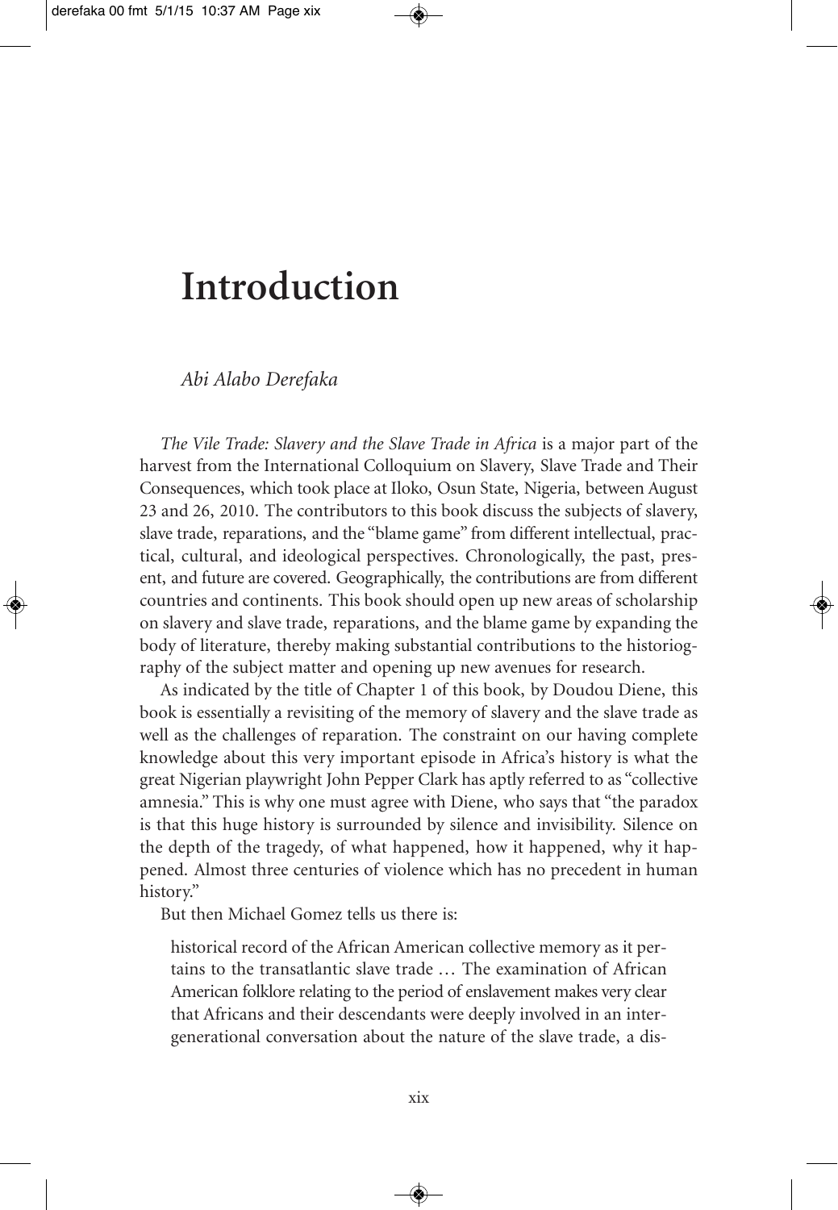# Introduction

*Abi Alabo Derefaka*

*The Vile Trade: Slavery and the Slave Trade in Africa* is a major part of the harvest from the International Colloquium on Slavery, Slave Trade and Their Consequences, which took place at Iloko, Osun State, Nigeria, between August 23 and 26, 2010. The contributors to this book discuss the subjects of slavery, slave trade, reparations, and the "blame game" from different intellectual, practical, cultural, and ideological perspectives. Chronologically, the past, present, and future are covered. Geographically, the contributions are from different countries and continents. This book should open up new areas of scholarship on slavery and slave trade, reparations, and the blame game by expanding the body of literature, thereby making substantial contributions to the historiography of the subject matter and opening up new avenues for research.

As indicated by the title of Chapter 1 of this book, by Doudou Diene, this book is essentially a revisiting of the memory of slavery and the slave trade as well as the challenges of reparation. The constraint on our having complete knowledge about this very important episode in Africa's history is what the great Nigerian playwright John Pepper Clark has aptly referred to as "collective amnesia." This is why one must agree with Diene, who says that "the paradox is that this huge history is surrounded by silence and invisibility. Silence on the depth of the tragedy, of what happened, how it happened, why it happened. Almost three centuries of violence which has no precedent in human history."

But then Michael Gomez tells us there is:

> historical record of the African American collective memory as it pertains to the transatlantic slave trade … The examination of African American folklore relating to the period of enslavement makes very clear that Africans and their descendants were deeply involved in an intergenerational conversation about the nature of the slave trade, a dis-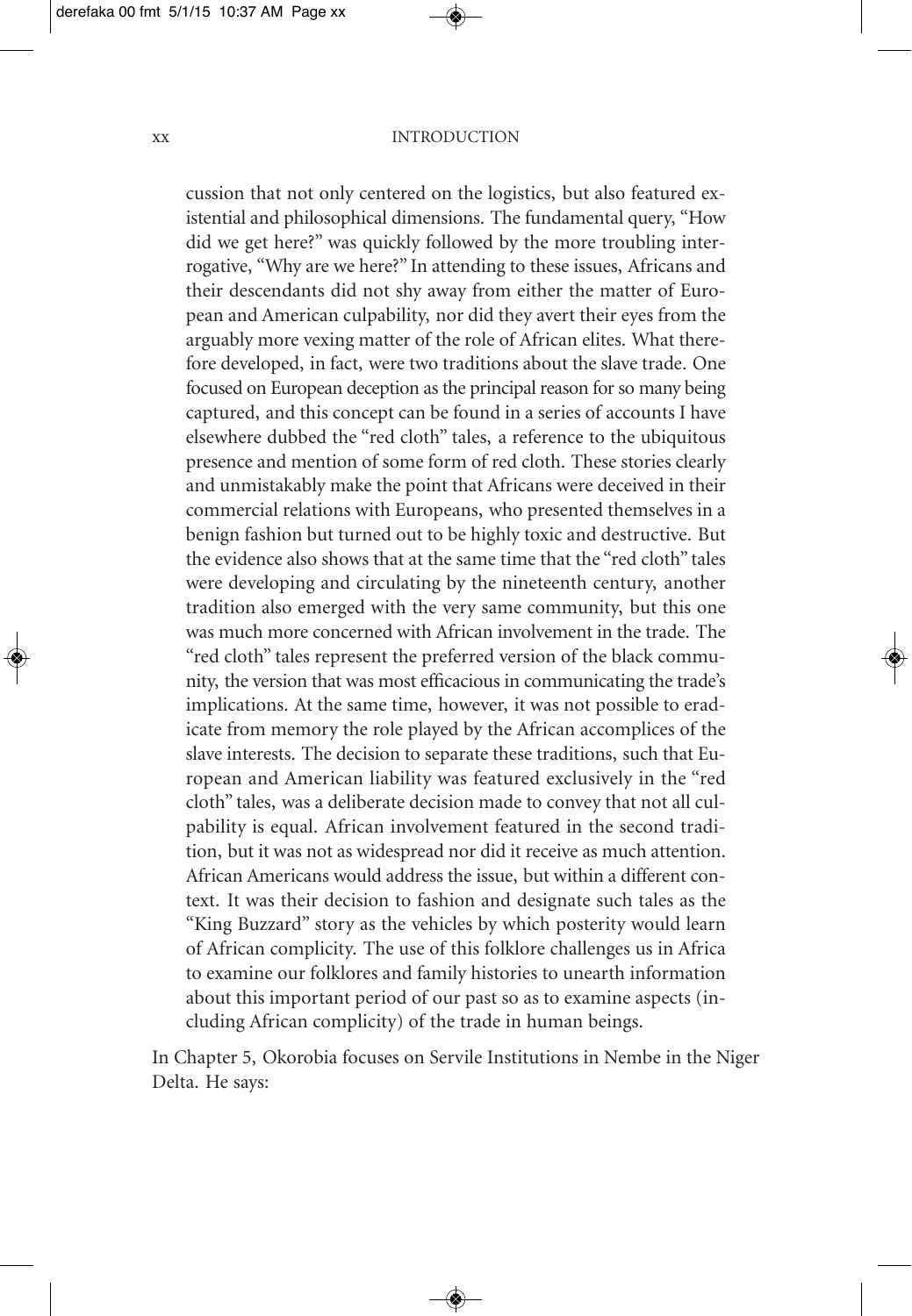cussion that not only centered on the logistics, but also featured existential and philosophical dimensions. The fundamental query, "How did we get here?" was quickly followed by the more troubling interrogative, "Why are we here?" In attending to these issues, Africans and their descendants did not shy away from either the matter of European and American culpability, nor did they avert their eyes from the arguably more vexing matter of the role of African elites. What therefore developed, in fact, were two traditions about the slave trade. One focused on European deception as the principal reason for so many being captured, and this concept can be found in a series of accounts I have elsewhere dubbed the "red cloth" tales, a reference to the ubiquitous presence and mention of some form of red cloth. These stories clearly and unmistakably make the point that Africans were deceived in their commercial relations with Europeans, who presented themselves in a benign fashion but turned out to be highly toxic and destructive. But the evidence also shows that at the same time that the "red cloth" tales were developing and circulating by the nineteenth century, another tradition also emerged with the very same community, but this one was much more concerned with African involvement in the trade. The "red cloth" tales represent the preferred version of the black community, the version that was most efficacious in communicating the trade's implications. At the same time, however, it was not possible to eradicate from memory the role played by the African accomplices of the slave interests. The decision to separate these traditions, such that European and American liability was featured exclusively in the "red cloth" tales, was a deliberate decision made to convey that not all culpability is equal. African involvement featured in the second tradition, but it was not as widespread nor did it receive as much attention. African Americans would address the issue, but within a different context. It was their decision to fashion and designate such tales as the "King Buzzard" story as the vehicles by which posterity would learn of African complicity. The use of this folklore challenges us in Africa to examine our folklores and family histories to unearth information about this important period of our past so as to examine aspects (including African complicity) of the trade in human beings.

In Chapter 5, Okorobia focuses on Servile Institutions in Nembe in the Niger Delta. He says: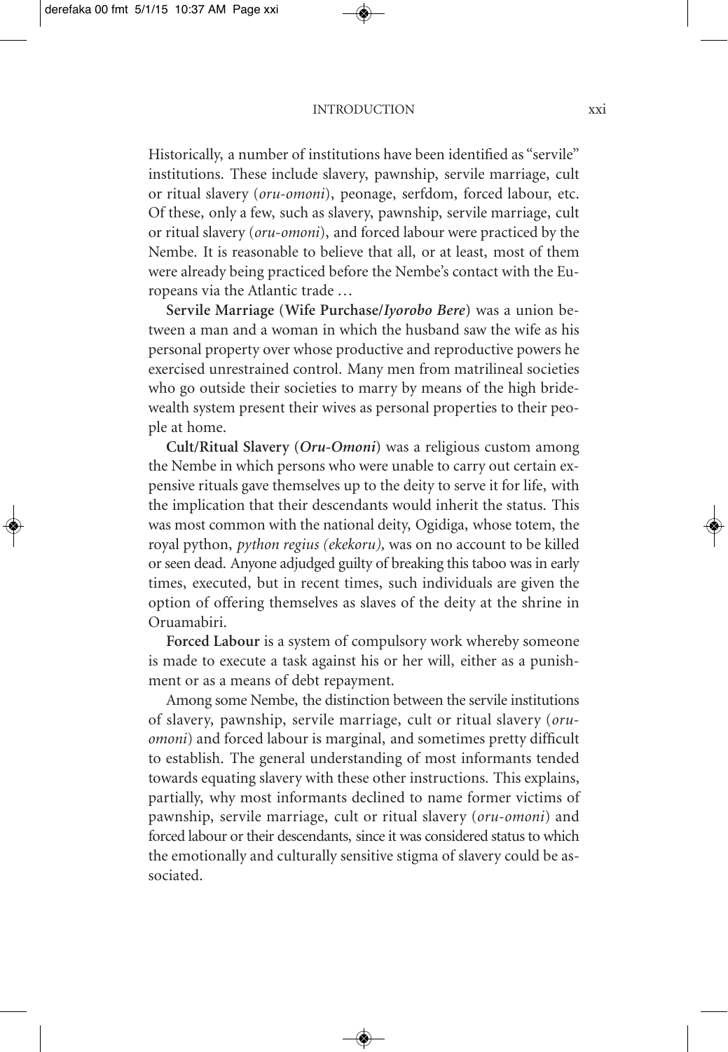Historically, a number of institutions have been identified as "servile" institutions. These include slavery, pawnship, servile marriage, cult or ritual slavery (*oru-omoni*), peonage, serfdom, forced labour, etc. Of these, only a few, such as slavery, pawnship, servile marriage, cult or ritual slavery (*oru-omoni*), and forced labour were practiced by the Nembe. It is reasonable to believe that all, or at least, most of them were already being practiced before the Nembe's contact with the Europeans via the Atlantic trade …

**Servile Marriage (Wife Purchase/*Iyorobo Bere*)** was a union between a man and a woman in which the husband saw the wife as his personal property over whose productive and reproductive powers he exercised unrestrained control. Many men from matrilineal societies who go outside their societies to marry by means of the high bridewealth system present their wives as personal properties to their people at home.

**Cult/Ritual Slavery (*Oru-Omoni*)** was a religious custom among the Nembe in which persons who were unable to carry out certain expensive rituals gave themselves up to the deity to serve it for life, with the implication that their descendants would inherit the status. This was most common with the national deity, Ogidiga, whose totem, the royal python, *python regius (ekekoru),* was on no account to be killed or seen dead. Anyone adjudged guilty of breaking this taboo was in early times, executed, but in recent times, such individuals are given the option of offering themselves as slaves of the deity at the shrine in Oruamabiri.

**Forced Labour** is a system of compulsory work whereby someone is made to execute a task against his or her will, either as a punishment or as a means of debt repayment.

Among some Nembe, the distinction between the servile institutions of slavery, pawnship, servile marriage, cult or ritual slavery (*oru-omoni*) and forced labour is marginal, and sometimes pretty difficult to establish. The general understanding of most informants tended towards equating slavery with these other instructions. This explains, partially, why most informants declined to name former victims of pawnship, servile marriage, cult or ritual slavery (*oru-omoni*) and forced labour or their descendants, since it was considered status to which the emotionally and culturally sensitive stigma of slavery could be associated.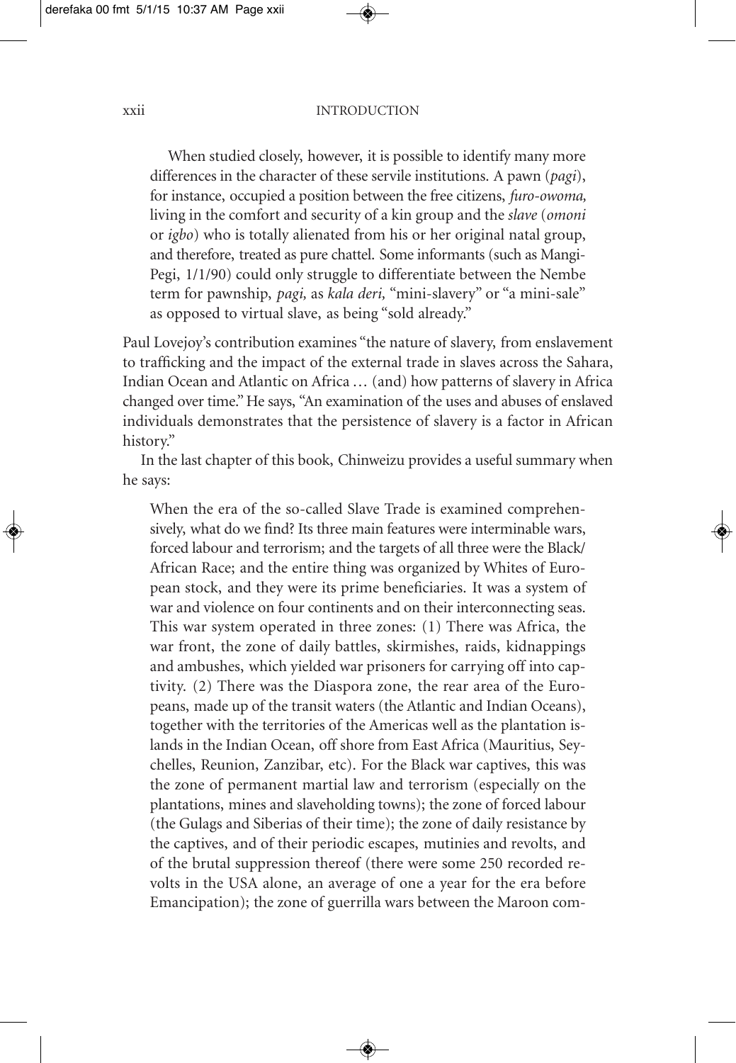> When studied closely, however, it is possible to identify many more differences in the character of these servile institutions. A pawn (*pagi*), for instance, occupied a position between the free citizens, *furo-owoma,* living in the comfort and security of a kin group and the *slave* (*omoni* or *igbo*) who is totally alienated from his or her original natal group, and therefore, treated as pure chattel. Some informants (such as Mangi-Pegi, 1/1/90) could only struggle to differentiate between the Nembe term for pawnship, *pagi,* as *kala deri,* "mini-slavery" or "a mini-sale" as opposed to virtual slave, as being "sold already."

Paul Lovejoy's contribution examines "the nature of slavery, from enslavement to trafficking and the impact of the external trade in slaves across the Sahara, Indian Ocean and Atlantic on Africa … (and) how patterns of slavery in Africa changed over time." He says, "An examination of the uses and abuses of enslaved individuals demonstrates that the persistence of slavery is a factor in African history."

In the last chapter of this book, Chinweizu provides a useful summary when he says:

> When the era of the so-called Slave Trade is examined comprehensively, what do we find? Its three main features were interminable wars, forced labour and terrorism; and the targets of all three were the Black/African Race; and the entire thing was organized by Whites of European stock, and they were its prime beneficiaries. It was a system of war and violence on four continents and on their interconnecting seas. This war system operated in three zones: (1) There was Africa, the war front, the zone of daily battles, skirmishes, raids, kidnappings and ambushes, which yielded war prisoners for carrying off into captivity. (2) There was the Diaspora zone, the rear area of the Europeans, made up of the transit waters (the Atlantic and Indian Oceans), together with the territories of the Americas well as the plantation islands in the Indian Ocean, off shore from East Africa (Mauritius, Seychelles, Reunion, Zanzibar, etc). For the Black war captives, this was the zone of permanent martial law and terrorism (especially on the plantations, mines and slaveholding towns); the zone of forced labour (the Gulags and Siberias of their time); the zone of daily resistance by the captives, and of their periodic escapes, mutinies and revolts, and of the brutal suppression thereof (there were some 250 recorded revolts in the USA alone, an average of one a year for the era before Emancipation); the zone of guerrilla wars between the Maroon com-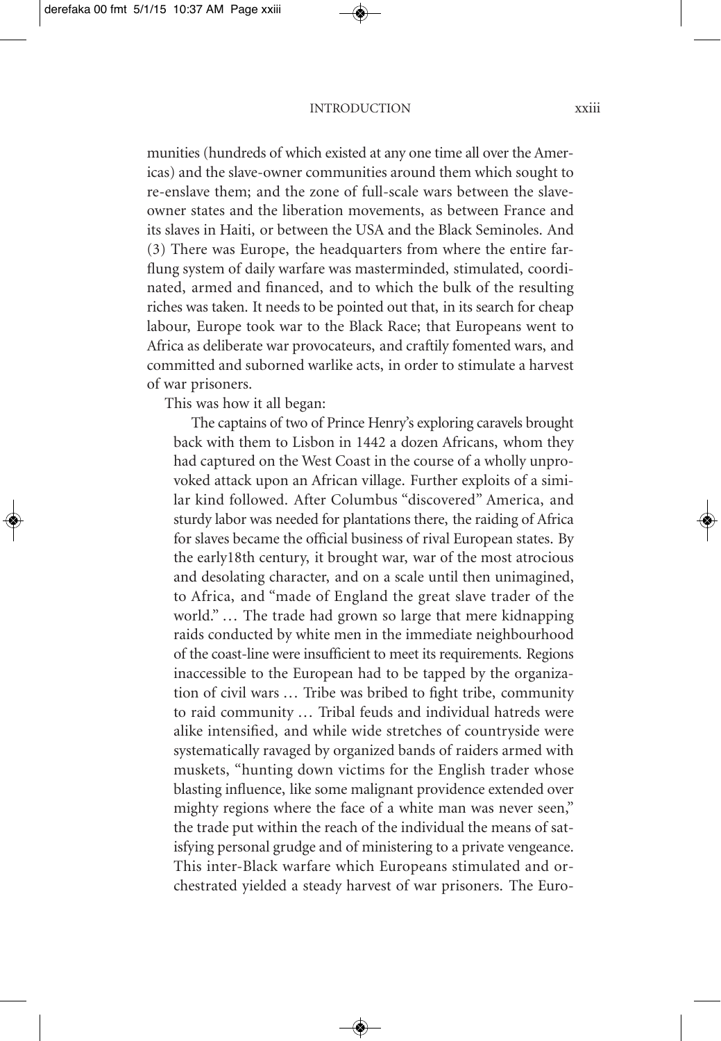munities (hundreds of which existed at any one time all over the Americas) and the slave-owner communities around them which sought to re-enslave them; and the zone of full-scale wars between the slave-owner states and the liberation movements, as between France and its slaves in Haiti, or between the USA and the Black Seminoles. And (3) There was Europe, the headquarters from where the entire far-flung system of daily warfare was masterminded, stimulated, coordinated, armed and financed, and to which the bulk of the resulting riches was taken. It needs to be pointed out that, in its search for cheap labour, Europe took war to the Black Race; that Europeans went to Africa as deliberate war provocateurs, and craftily fomented wars, and committed and suborned warlike acts, in order to stimulate a harvest of war prisoners.

This was how it all began:

> The captains of two of Prince Henry's exploring caravels brought back with them to Lisbon in 1442 a dozen Africans, whom they had captured on the West Coast in the course of a wholly unprovoked attack upon an African village. Further exploits of a similar kind followed. After Columbus "discovered" America, and sturdy labor was needed for plantations there, the raiding of Africa for slaves became the official business of rival European states. By the early18th century, it brought war, war of the most atrocious and desolating character, and on a scale until then unimagined, to Africa, and "made of England the great slave trader of the world." … The trade had grown so large that mere kidnapping raids conducted by white men in the immediate neighbourhood of the coast-line were insufficient to meet its requirements. Regions inaccessible to the European had to be tapped by the organization of civil wars … Tribe was bribed to fight tribe, community to raid community … Tribal feuds and individual hatreds were alike intensified, and while wide stretches of countryside were systematically ravaged by organized bands of raiders armed with muskets, "hunting down victims for the English trader whose blasting influence, like some malignant providence extended over mighty regions where the face of a white man was never seen," the trade put within the reach of the individual the means of satisfying personal grudge and of ministering to a private vengeance. This inter-Black warfare which Europeans stimulated and orchestrated yielded a steady harvest of war prisoners. The Euro-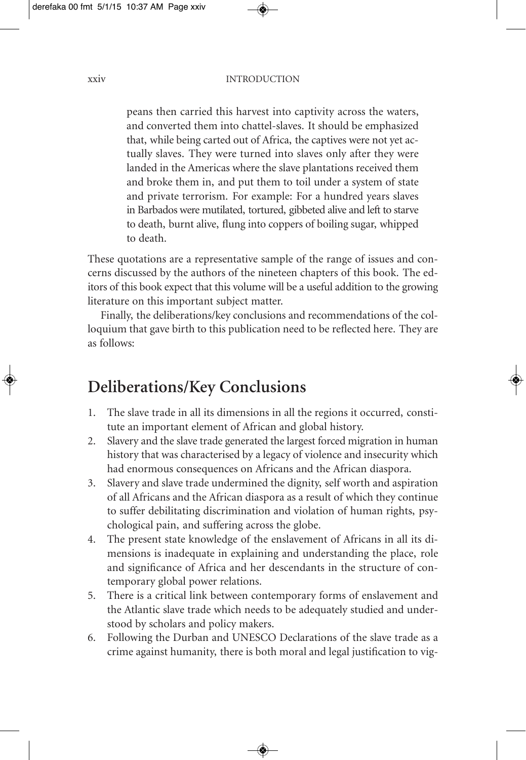> peans then carried this harvest into captivity across the waters, and converted them into chattel-slaves. It should be emphasized that, while being carted out of Africa, the captives were not yet actually slaves. They were turned into slaves only after they were landed in the Americas where the slave plantations received them and broke them in, and put them to toil under a system of state and private terrorism. For example: For a hundred years slaves in Barbados were mutilated, tortured, gibbeted alive and left to starve to death, burnt alive, flung into coppers of boiling sugar, whipped to death.

These quotations are a representative sample of the range of issues and concerns discussed by the authors of the nineteen chapters of this book. The editors of this book expect that this volume will be a useful addition to the growing literature on this important subject matter.

Finally, the deliberations/key conclusions and recommendations of the colloquium that gave birth to this publication need to be reflected here. They are as follows:

## Deliberations/Key Conclusions

1. The slave trade in all its dimensions in all the regions it occurred, constitute an important element of African and global history.
2. Slavery and the slave trade generated the largest forced migration in human history that was characterised by a legacy of violence and insecurity which had enormous consequences on Africans and the African diaspora.
3. Slavery and slave trade undermined the dignity, self worth and aspiration of all Africans and the African diaspora as a result of which they continue to suffer debilitating discrimination and violation of human rights, psychological pain, and suffering across the globe.
4. The present state knowledge of the enslavement of Africans in all its dimensions is inadequate in explaining and understanding the place, role and significance of Africa and her descendants in the structure of contemporary global power relations.
5. There is a critical link between contemporary forms of enslavement and the Atlantic slave trade which needs to be adequately studied and understood by scholars and policy makers.
6. Following the Durban and UNESCO Declarations of the slave trade as a crime against humanity, there is both moral and legal justification to vig-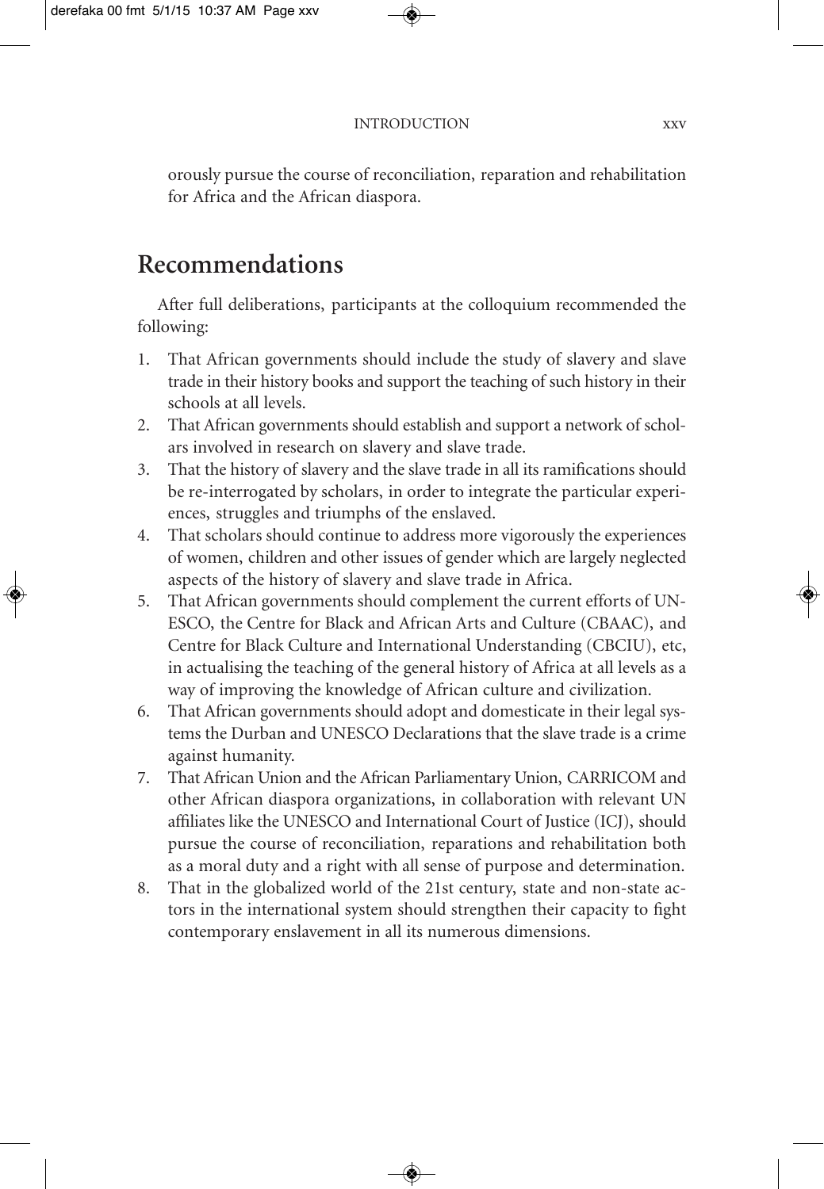orously pursue the course of reconciliation, reparation and rehabilitation for Africa and the African diaspora.

## Recommendations

After full deliberations, participants at the colloquium recommended the following:

1. That African governments should include the study of slavery and slave trade in their history books and support the teaching of such history in their schools at all levels.
2. That African governments should establish and support a network of scholars involved in research on slavery and slave trade.
3. That the history of slavery and the slave trade in all its ramifications should be re-interrogated by scholars, in order to integrate the particular experiences, struggles and triumphs of the enslaved.
4. That scholars should continue to address more vigorously the experiences of women, children and other issues of gender which are largely neglected aspects of the history of slavery and slave trade in Africa.
5. That African governments should complement the current efforts of UNESCO, the Centre for Black and African Arts and Culture (CBAAC), and Centre for Black Culture and International Understanding (CBCIU), etc, in actualising the teaching of the general history of Africa at all levels as a way of improving the knowledge of African culture and civilization.
6. That African governments should adopt and domesticate in their legal systems the Durban and UNESCO Declarations that the slave trade is a crime against humanity.
7. That African Union and the African Parliamentary Union, CARRICOM and other African diaspora organizations, in collaboration with relevant UN affiliates like the UNESCO and International Court of Justice (ICJ), should pursue the course of reconciliation, reparations and rehabilitation both as a moral duty and a right with all sense of purpose and determination.
8. That in the globalized world of the 21st century, state and non-state actors in the international system should strengthen their capacity to fight contemporary enslavement in all its numerous dimensions.